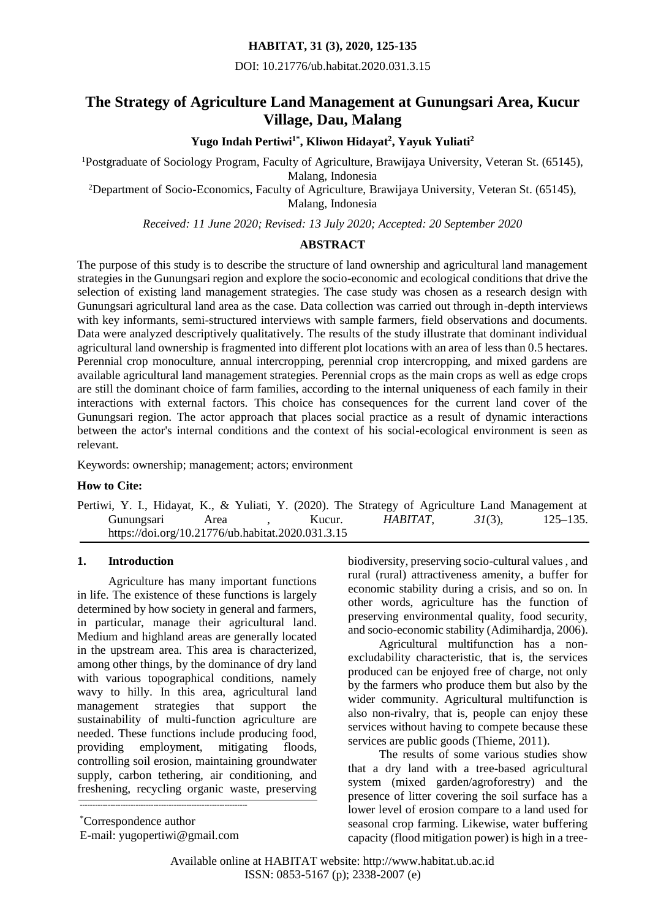# The Strategy of Agriculture Land Management at Gunungsari Area, Kucur Village, Dau, Malang

**Yugo Indah Pertiwi[1*], Kliwon Hidayat[2], Yayuk Yuliati[2]**

[1]Postgraduate of Sociology Program, Faculty of Agriculture, Brawijaya University, Veteran St. (65145), Malang, Indonesia

[2]Department of Socio-Economics, Faculty of Agriculture, Brawijaya University, Veteran St. (65145), Malang, Indonesia

*Received: 11 June 2020; Revised: 13 July 2020; Accepted: 20 September 2020*

## ABSTRACT

The purpose of this study is to describe the structure of land ownership and agricultural land management strategies in the Gunungsari region and explore the socio-economic and ecological conditions that drive the selection of existing land management strategies. The case study was chosen as a research design with Gunungsari agricultural land area as the case. Data collection was carried out through in-depth interviews with key informants, semi-structured interviews with sample farmers, field observations and documents. Data were analyzed descriptively qualitatively. The results of the study illustrate that dominant individual agricultural land ownership is fragmented into different plot locations with an area of less than 0.5 hectares. Perennial crop monoculture, annual intercropping, perennial crop intercropping, and mixed gardens are available agricultural land management strategies. Perennial crops as the main crops as well as edge crops are still the dominant choice of farm families, according to the internal uniqueness of each family in their interactions with external factors. This choice has consequences for the current land cover of the Gunungsari region. The actor approach that places social practice as a result of dynamic interactions between the actor's internal conditions and the context of his social-ecological environment is seen as relevant.

Keywords: ownership; management; actors; environment

**How to Cite:**

Pertiwi, Y. I., Hidayat, K., & Yuliati, Y. (2020). The Strategy of Agriculture Land Management at Gunungsari Area , Kucur. *HABITAT*, *31*(3), 125–135. https://doi.org/10.21776/ub.habitat.2020.031.3.15

## 1. Introduction

Agriculture has many important functions in life. The existence of these functions is largely determined by how society in general and farmers, in particular, manage their agricultural land. Medium and highland areas are generally located in the upstream area. This area is characterized, among other things, by the dominance of dry land with various topographical conditions, namely wavy to hilly. In this area, agricultural land management strategies that support the sustainability of multi-function agriculture are needed. These functions include producing food, providing employment, mitigating floods, controlling soil erosion, maintaining groundwater supply, carbon tethering, air conditioning, and freshening, recycling organic waste, preserving biodiversity, preserving socio-cultural values , and rural (rural) attractiveness amenity, a buffer for economic stability during a crisis, and so on. In other words, agriculture has the function of preserving environmental quality, food security, and socio-economic stability (Adimihardja, 2006).

Agricultural multifunction has a non-excludability characteristic, that is, the services produced can be enjoyed free of charge, not only by the farmers who produce them but also by the wider community. Agricultural multifunction is also non-rivalry, that is, people can enjoy these services without having to compete because these services are public goods (Thieme, 2011).

The results of some various studies show that a dry land with a tree-based agricultural system (mixed garden/agroforestry) and the presence of litter covering the soil surface has a lower level of erosion compare to a land used for seasonal crop farming. Likewise, water buffering capacity (flood mitigation power) is high in a tree-

*Correspondence author

E-mail: yugopertiwi@gmail.com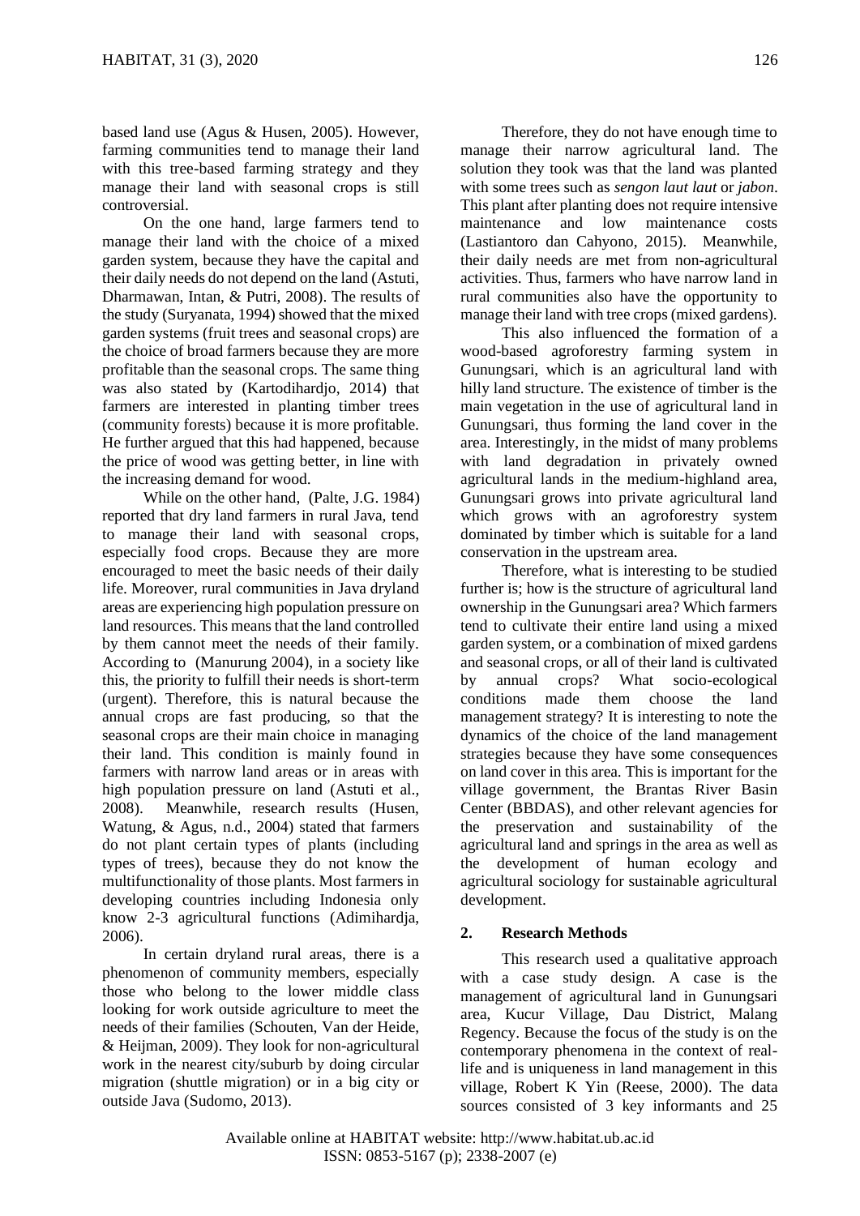based land use (Agus & Husen, 2005). However, farming communities tend to manage their land with this tree-based farming strategy and they manage their land with seasonal crops is still controversial.

On the one hand, large farmers tend to manage their land with the choice of a mixed garden system, because they have the capital and their daily needs do not depend on the land (Astuti, Dharmawan, Intan, & Putri, 2008). The results of the study (Suryanata, 1994) showed that the mixed garden systems (fruit trees and seasonal crops) are the choice of broad farmers because they are more profitable than the seasonal crops. The same thing was also stated by (Kartodihardjo, 2014) that farmers are interested in planting timber trees (community forests) because it is more profitable. He further argued that this had happened, because the price of wood was getting better, in line with the increasing demand for wood.

While on the other hand, (Palte, J.G. 1984) reported that dry land farmers in rural Java, tend to manage their land with seasonal crops, especially food crops. Because they are more encouraged to meet the basic needs of their daily life. Moreover, rural communities in Java dryland areas are experiencing high population pressure on land resources. This means that the land controlled by them cannot meet the needs of their family. According to (Manurung 2004), in a society like this, the priority to fulfill their needs is short-term (urgent). Therefore, this is natural because the annual crops are fast producing, so that the seasonal crops are their main choice in managing their land. This condition is mainly found in farmers with narrow land areas or in areas with high population pressure on land (Astuti et al., 2008). Meanwhile, research results (Husen, Watung, & Agus, n.d., 2004) stated that farmers do not plant certain types of plants (including types of trees), because they do not know the multifunctionality of those plants. Most farmers in developing countries including Indonesia only know 2-3 agricultural functions (Adimihardja, 2006).

In certain dryland rural areas, there is a phenomenon of community members, especially those who belong to the lower middle class looking for work outside agriculture to meet the needs of their families (Schouten, Van der Heide, & Heijman, 2009). They look for non-agricultural work in the nearest city/suburb by doing circular migration (shuttle migration) or in a big city or outside Java (Sudomo, 2013).

Therefore, they do not have enough time to manage their narrow agricultural land. The solution they took was that the land was planted with some trees such as *sengon laut laut* or *jabon*. This plant after planting does not require intensive maintenance and low maintenance costs (Lastiantoro dan Cahyono, 2015). Meanwhile, their daily needs are met from non-agricultural activities. Thus, farmers who have narrow land in rural communities also have the opportunity to manage their land with tree crops (mixed gardens).

This also influenced the formation of a wood-based agroforestry farming system in Gunungsari, which is an agricultural land with hilly land structure. The existence of timber is the main vegetation in the use of agricultural land in Gunungsari, thus forming the land cover in the area. Interestingly, in the midst of many problems with land degradation in privately owned agricultural lands in the medium-highland area, Gunungsari grows into private agricultural land which grows with an agroforestry system dominated by timber which is suitable for a land conservation in the upstream area.

Therefore, what is interesting to be studied further is; how is the structure of agricultural land ownership in the Gunungsari area? Which farmers tend to cultivate their entire land using a mixed garden system, or a combination of mixed gardens and seasonal crops, or all of their land is cultivated by annual crops? What socio-ecological conditions made them choose the land management strategy? It is interesting to note the dynamics of the choice of the land management strategies because they have some consequences on land cover in this area. This is important for the village government, the Brantas River Basin Center (BBDAS), and other relevant agencies for the preservation and sustainability of the agricultural land and springs in the area as well as the development of human ecology and agricultural sociology for sustainable agricultural development.

## 2. Research Methods

This research used a qualitative approach with a case study design. A case is the management of agricultural land in Gunungsari area, Kucur Village, Dau District, Malang Regency. Because the focus of the study is on the contemporary phenomena in the context of real-life and is uniqueness in land management in this village, Robert K Yin (Reese, 2000). The data sources consisted of 3 key informants and 25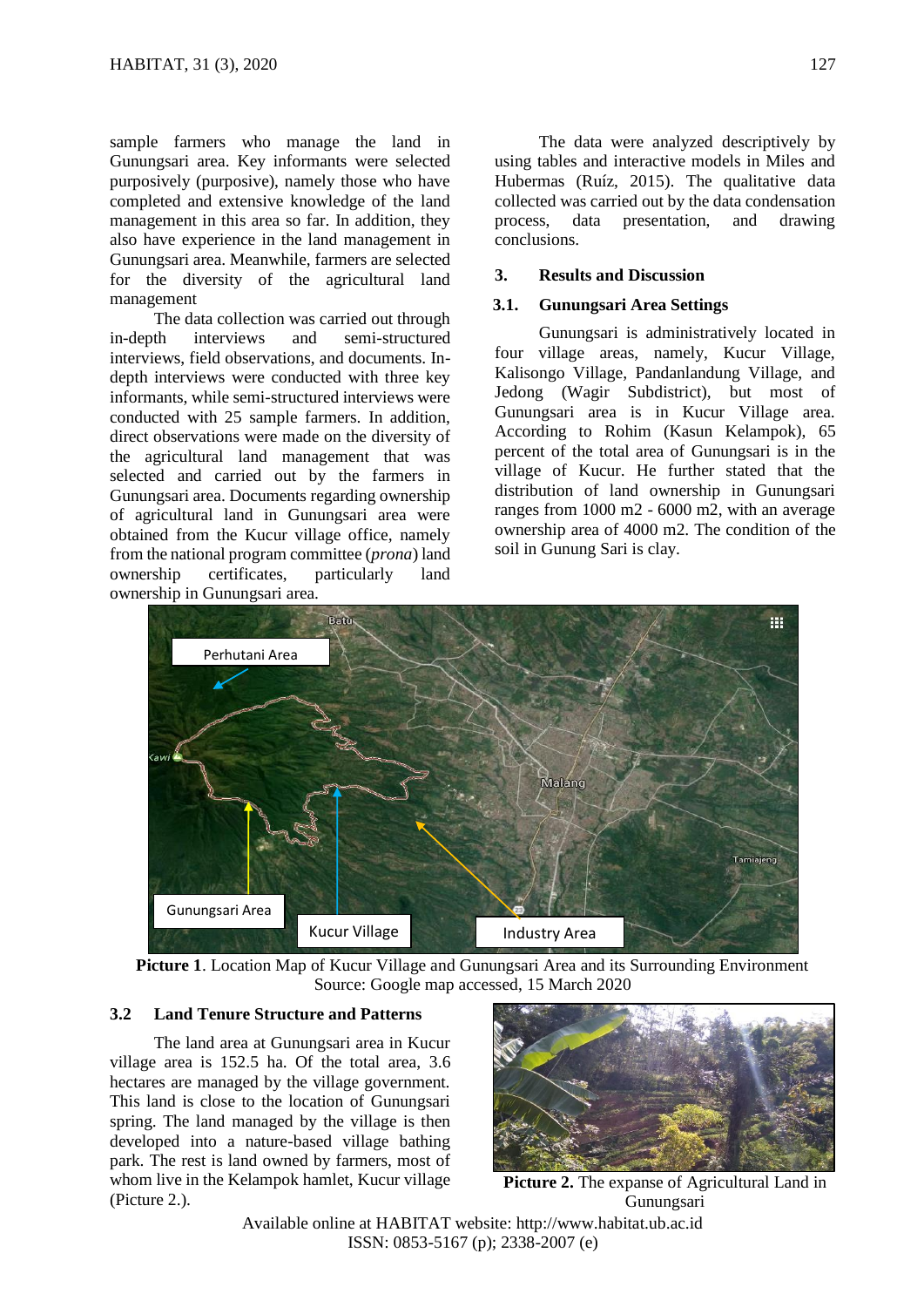sample farmers who manage the land in Gunungsari area. Key informants were selected purposively (purposive), namely those who have completed and extensive knowledge of the land management in this area so far. In addition, they also have experience in the land management in Gunungsari area. Meanwhile, farmers are selected for the diversity of the agricultural land management

The data collection was carried out through in-depth interviews and semi-structured interviews, field observations, and documents. In-depth interviews were conducted with three key informants, while semi-structured interviews were conducted with 25 sample farmers. In addition, direct observations were made on the diversity of the agricultural land management that was selected and carried out by the farmers in Gunungsari area. Documents regarding ownership of agricultural land in Gunungsari area were obtained from the Kucur village office, namely from the national program committee (*prona*) land ownership certificates, particularly land ownership in Gunungsari area.

The data were analyzed descriptively by using tables and interactive models in Miles and Hubermas (Ruíz, 2015). The qualitative data collected was carried out by the data condensation process, data presentation, and drawing conclusions.

## 3. Results and Discussion

### 3.1. Gunungsari Area Settings

Gunungsari is administratively located in four village areas, namely, Kucur Village, Kalisongo Village, Pandanlandung Village, and Jedong (Wagir Subdistrict), but most of Gunungsari area is in Kucur Village area. According to Rohim (Kasun Kelampok), 65 percent of the total area of Gunungsari is in the village of Kucur. He further stated that the distribution of land ownership in Gunungsari ranges from 1000 m2 - 6000 m2, with an average ownership area of 4000 m2. The condition of the soil in Gunung Sari is clay.

**Picture 1**. Location Map of Kucur Village and Gunungsari Area and its Surrounding Environment
Source: Google map accessed, 15 March 2020

### 3.2 Land Tenure Structure and Patterns

The land area at Gunungsari area in Kucur village area is 152.5 ha. Of the total area, 3.6 hectares are managed by the village government. This land is close to the location of Gunungsari spring. The land managed by the village is then developed into a nature-based village bathing park. The rest is land owned by farmers, most of whom live in the Kelampok hamlet, Kucur village (Picture 2.).

**Picture 2.** The expanse of Agricultural Land in Gunungsari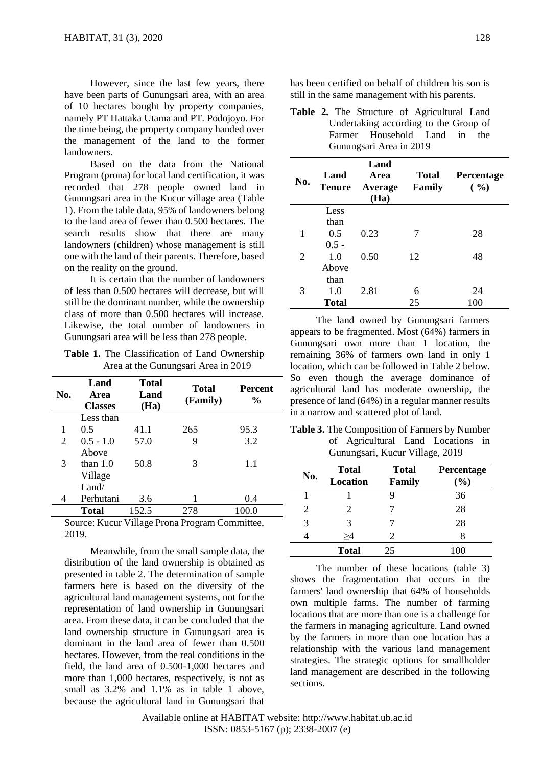However, since the last few years, there have been parts of Gunungsari area, with an area of 10 hectares bought by property companies, namely PT Hattaka Utama and PT. Podojoyo. For the time being, the property company handed over the management of the land to the former landowners.

Based on the data from the National Program (prona) for local land certification, it was recorded that 278 people owned land in Gunungsari area in the Kucur village area (Table 1). From the table data, 95% of landowners belong to the land area of fewer than 0.500 hectares. The search results show that there are many landowners (children) whose management is still one with the land of their parents. Therefore, based on the reality on the ground.

It is certain that the number of landowners of less than 0.500 hectares will decrease, but will still be the dominant number, while the ownership class of more than 0.500 hectares will increase. Likewise, the total number of landowners in Gunungsari area will be less than 278 people.

**Table 1.** The Classification of Land Ownership Area at the Gunungsari Area in 2019

| No. | Land Area Classes | Total Land (Ha) | Total (Family) | Percent % |
|---|---|---|---|---|
| 1 | Less than 0.5 | 41.1 | 265 | 95.3 |
| 2 | 0.5 - 1.0 | 57.0 | 9 | 3.2 |
| 3 | Above than 1.0 | 50.8 | 3 | 1.1 |
| 4 | Village Land/ Perhutani | 3.6 | 1 | 0.4 |
| | **Total** | 152.5 | 278 | 100.0 |

Source: Kucur Village Prona Program Committee, 2019.

Meanwhile, from the small sample data, the distribution of the land ownership is obtained as presented in table 2. The determination of sample farmers here is based on the diversity of the agricultural land management systems, not for the representation of land ownership in Gunungsari area. From these data, it can be concluded that the land ownership structure in Gunungsari area is dominant in the land area of fewer than 0.500 hectares. However, from the real conditions in the field, the land area of 0.500-1,000 hectares and more than 1,000 hectares, respectively, is not as small as 3.2% and 1.1% as in table 1 above, because the agricultural land in Gunungsari that has been certified on behalf of children his son is still in the same management with his parents.

**Table 2.** The Structure of Agricultural Land Undertaking according to the Group of Farmer Household Land in the Gunungsari Area in 2019

| No. | Land Tenure | Land Area Average (Ha) | Total Family | Percentage ( %) |
|---|---|---|---|---|
| 1 | Less than 0.5 | 0.23 | 7 | 28 |
| 2 | 0.5 - 1.0 | 0.50 | 12 | 48 |
| 3 | Above than 1.0 | 2.81 | 6 | 24 |
| | **Total** | | 25 | 100 |

The land owned by Gunungsari farmers appears to be fragmented. Most (64%) farmers in Gunungsari own more than 1 location, the remaining 36% of farmers own land in only 1 location, which can be followed in Table 2 below. So even though the average dominance of agricultural land has moderate ownership, the presence of land (64%) in a regular manner results in a narrow and scattered plot of land.

**Table 3.** The Composition of Farmers by Number of Agricultural Land Locations in Gunungsari, Kucur Village, 2019

| No. | Total Location | Total Family | Percentage (%) |
|---|---|---|---|
| 1 | 1 | 9 | 36 |
| 2 | 2 | 7 | 28 |
| 3 | 3 | 7 | 28 |
| 4 | ≥4 | 2 | 8 |
| | **Total** | 25 | 100 |

The number of these locations (table 3) shows the fragmentation that occurs in the farmers' land ownership that 64% of households own multiple farms. The number of farming locations that are more than one is a challenge for the farmers in managing agriculture. Land owned by the farmers in more than one location has a relationship with the various land management strategies. The strategic options for smallholder land management are described in the following sections.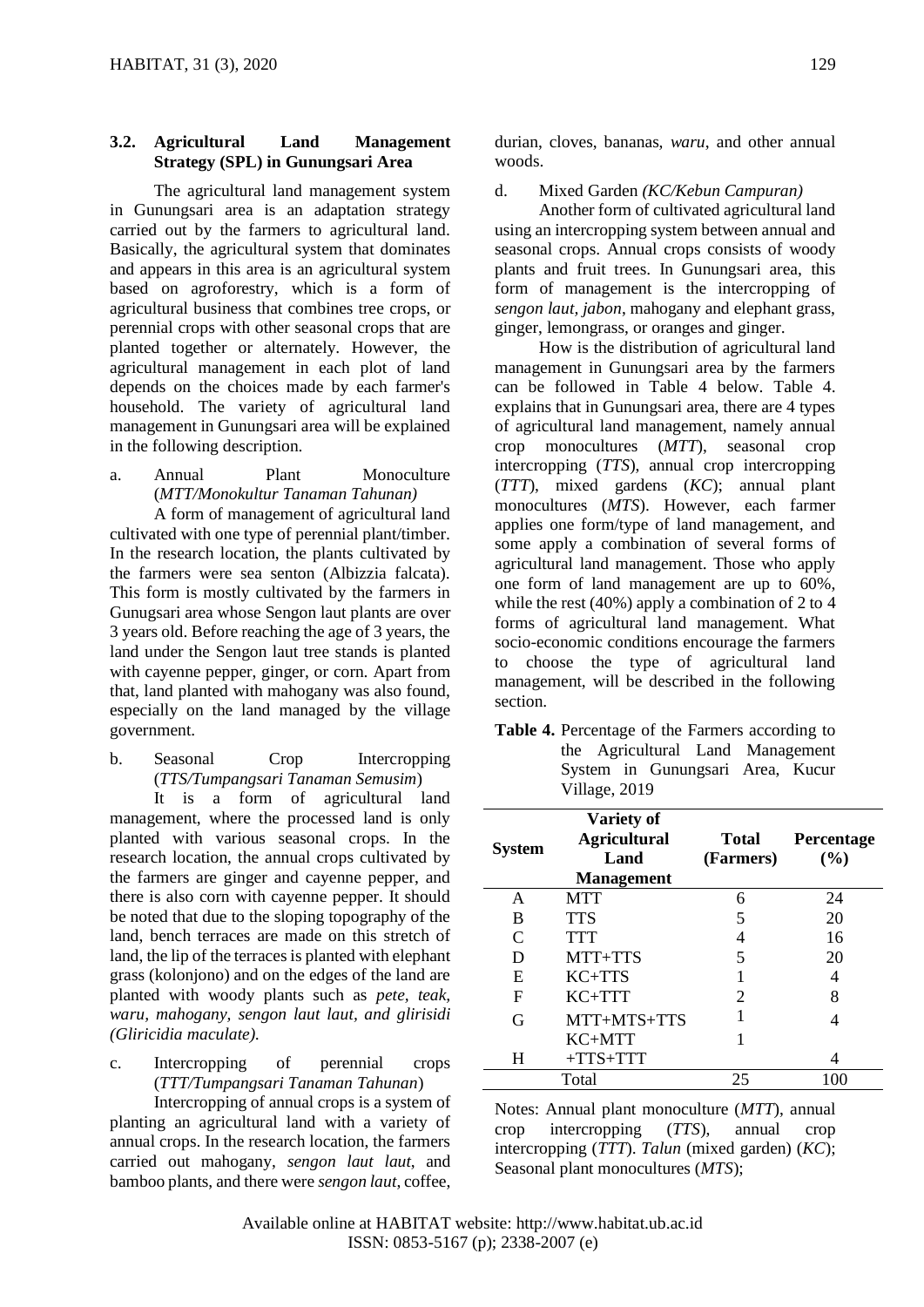### 3.2. Agricultural Land Management Strategy (SPL) in Gunungsari Area

The agricultural land management system in Gunungsari area is an adaptation strategy carried out by the farmers to agricultural land. Basically, the agricultural system that dominates and appears in this area is an agricultural system based on agroforestry, which is a form of agricultural business that combines tree crops, or perennial crops with other seasonal crops that are planted together or alternately. However, the agricultural management in each plot of land depends on the choices made by each farmer's household. The variety of agricultural land management in Gunungsari area will be explained in the following description.

a. Annual Plant Monoculture (*MTT/Monokultur Tanaman Tahunan)*

A form of management of agricultural land cultivated with one type of perennial plant/timber. In the research location, the plants cultivated by the farmers were sea senton (Albizzia falcata). This form is mostly cultivated by the farmers in Gunugsari area whose Sengon laut plants are over 3 years old. Before reaching the age of 3 years, the land under the Sengon laut tree stands is planted with cayenne pepper, ginger, or corn. Apart from that, land planted with mahogany was also found, especially on the land managed by the village government.

b. Seasonal Crop Intercropping (*TTS/Tumpangsari Tanaman Semusim*)

It is a form of agricultural land management, where the processed land is only planted with various seasonal crops. In the research location, the annual crops cultivated by the farmers are ginger and cayenne pepper, and there is also corn with cayenne pepper. It should be noted that due to the sloping topography of the land, bench terraces are made on this stretch of land, the lip of the terraces is planted with elephant grass (kolonjono) and on the edges of the land are planted with woody plants such as *pete, teak, waru, mahogany, sengon laut laut, and glirisidi (Gliricidia maculate).*

c. Intercropping of perennial crops (*TTT/Tumpangsari Tanaman Tahunan*)

Intercropping of annual crops is a system of planting an agricultural land with a variety of annual crops. In the research location, the farmers carried out mahogany, *sengon laut laut*, and bamboo plants, and there were *sengon laut*, coffee, durian, cloves, bananas, *waru*, and other annual woods.

d. Mixed Garden *(KC/Kebun Campuran)*

Another form of cultivated agricultural land using an intercropping system between annual and seasonal crops. Annual crops consists of woody plants and fruit trees. In Gunungsari area, this form of management is the intercropping of *sengon laut, jabon*, mahogany and elephant grass, ginger, lemongrass, or oranges and ginger.

How is the distribution of agricultural land management in Gunungsari area by the farmers can be followed in Table 4 below. Table 4. explains that in Gunungsari area, there are 4 types of agricultural land management, namely annual crop monocultures (*MTT*), seasonal crop intercropping (*TTS*), annual crop intercropping (*TTT*), mixed gardens (*KC*); annual plant monocultures (*MTS*). However, each farmer applies one form/type of land management, and some apply a combination of several forms of agricultural land management. Those who apply one form of land management are up to 60%, while the rest (40%) apply a combination of 2 to 4 forms of agricultural land management. What socio-economic conditions encourage the farmers to choose the type of agricultural land management, will be described in the following section.

**Table 4.** Percentage of the Farmers according to the Agricultural Land Management System in Gunungsari Area, Kucur Village, 2019

| System | Variety of Agricultural Land Management | Total (Farmers) | Percentage (%) |
|---|---|---|---|
| A | MTT | 6 | 24 |
| B | TTS | 5 | 20 |
| C | TTT | 4 | 16 |
| D | MTT+TTS | 5 | 20 |
| E | KC+TTS | 1 | 4 |
| F | KC+TTT | 2 | 8 |
| G | MTT+MTS+TTS | 1 | 4 |
| H | KC+MTT +TTS+TTT | 1 | 4 |
| | Total | 25 | 100 |

Notes: Annual plant monoculture (*MTT*), annual crop intercropping (*TTS*), annual crop intercropping (*TTT*). *Talun* (mixed garden) (*KC*); Seasonal plant monocultures (*MTS*);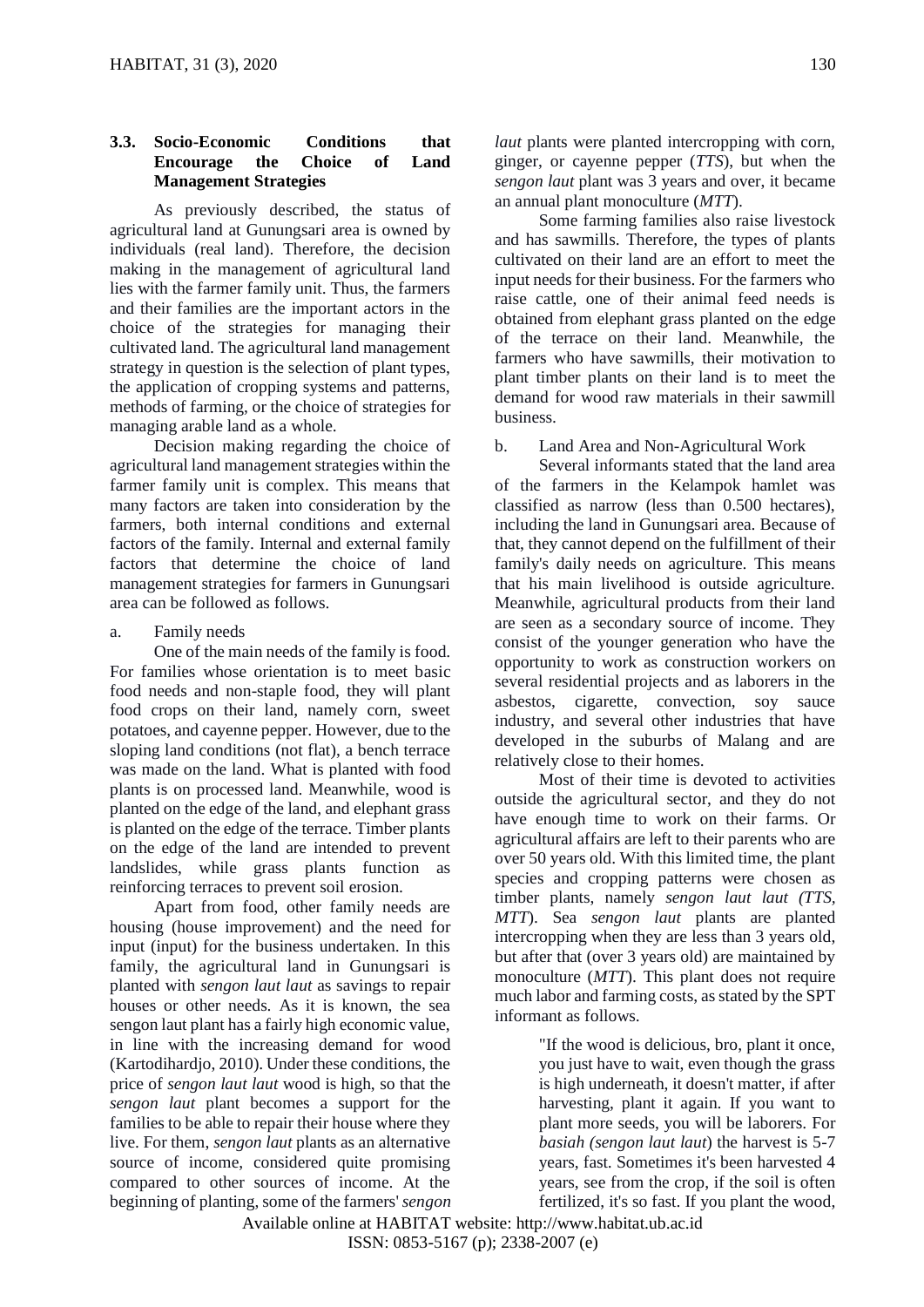### 3.3. Socio-Economic Conditions that Encourage the Choice of Land Management Strategies

As previously described, the status of agricultural land at Gunungsari area is owned by individuals (real land). Therefore, the decision making in the management of agricultural land lies with the farmer family unit. Thus, the farmers and their families are the important actors in the choice of the strategies for managing their cultivated land. The agricultural land management strategy in question is the selection of plant types, the application of cropping systems and patterns, methods of farming, or the choice of strategies for managing arable land as a whole.

Decision making regarding the choice of agricultural land management strategies within the farmer family unit is complex. This means that many factors are taken into consideration by the farmers, both internal conditions and external factors of the family. Internal and external family factors that determine the choice of land management strategies for farmers in Gunungsari area can be followed as follows.

a. Family needs

One of the main needs of the family is food. For families whose orientation is to meet basic food needs and non-staple food, they will plant food crops on their land, namely corn, sweet potatoes, and cayenne pepper. However, due to the sloping land conditions (not flat), a bench terrace was made on the land. What is planted with food plants is on processed land. Meanwhile, wood is planted on the edge of the land, and elephant grass is planted on the edge of the terrace. Timber plants on the edge of the land are intended to prevent landslides, while grass plants function as reinforcing terraces to prevent soil erosion.

Apart from food, other family needs are housing (house improvement) and the need for input (input) for the business undertaken. In this family, the agricultural land in Gunungsari is planted with *sengon laut laut* as savings to repair houses or other needs. As it is known, the sea sengon laut plant has a fairly high economic value, in line with the increasing demand for wood (Kartodihardjo, 2010). Under these conditions, the price of *sengon laut laut* wood is high, so that the *sengon laut* plant becomes a support for the families to be able to repair their house where they live. For them, *sengon laut* plants as an alternative source of income, considered quite promising compared to other sources of income. At the beginning of planting, some of the farmers' *sengon laut* plants were planted intercropping with corn, ginger, or cayenne pepper (*TTS*), but when the *sengon laut* plant was 3 years and over, it became an annual plant monoculture (*MTT*).

Some farming families also raise livestock and has sawmills. Therefore, the types of plants cultivated on their land are an effort to meet the input needs for their business. For the farmers who raise cattle, one of their animal feed needs is obtained from elephant grass planted on the edge of the terrace on their land. Meanwhile, the farmers who have sawmills, their motivation to plant timber plants on their land is to meet the demand for wood raw materials in their sawmill business.

b. Land Area and Non-Agricultural Work

Several informants stated that the land area of the farmers in the Kelampok hamlet was classified as narrow (less than 0.500 hectares), including the land in Gunungsari area. Because of that, they cannot depend on the fulfillment of their family's daily needs on agriculture. This means that his main livelihood is outside agriculture. Meanwhile, agricultural products from their land are seen as a secondary source of income. They consist of the younger generation who have the opportunity to work as construction workers on several residential projects and as laborers in the asbestos, cigarette, convection, soy sauce industry, and several other industries that have developed in the suburbs of Malang and are relatively close to their homes.

Most of their time is devoted to activities outside the agricultural sector, and they do not have enough time to work on their farms. Or agricultural affairs are left to their parents who are over 50 years old. With this limited time, the plant species and cropping patterns were chosen as timber plants, namely *sengon laut laut (TTS, MTT)*. Sea *sengon laut* plants are planted intercropping when they are less than 3 years old, but after that (over 3 years old) are maintained by monoculture (*MTT*). This plant does not require much labor and farming costs, as stated by the SPT informant as follows.

> "If the wood is delicious, bro, plant it once, you just have to wait, even though the grass is high underneath, it doesn't matter, if after harvesting, plant it again. If you want to plant more seeds, you will be laborers. For *basiah (sengon laut laut*) the harvest is 5-7 years, fast. Sometimes it's been harvested 4 years, see from the crop, if the soil is often fertilized, it's so fast. If you plant the wood,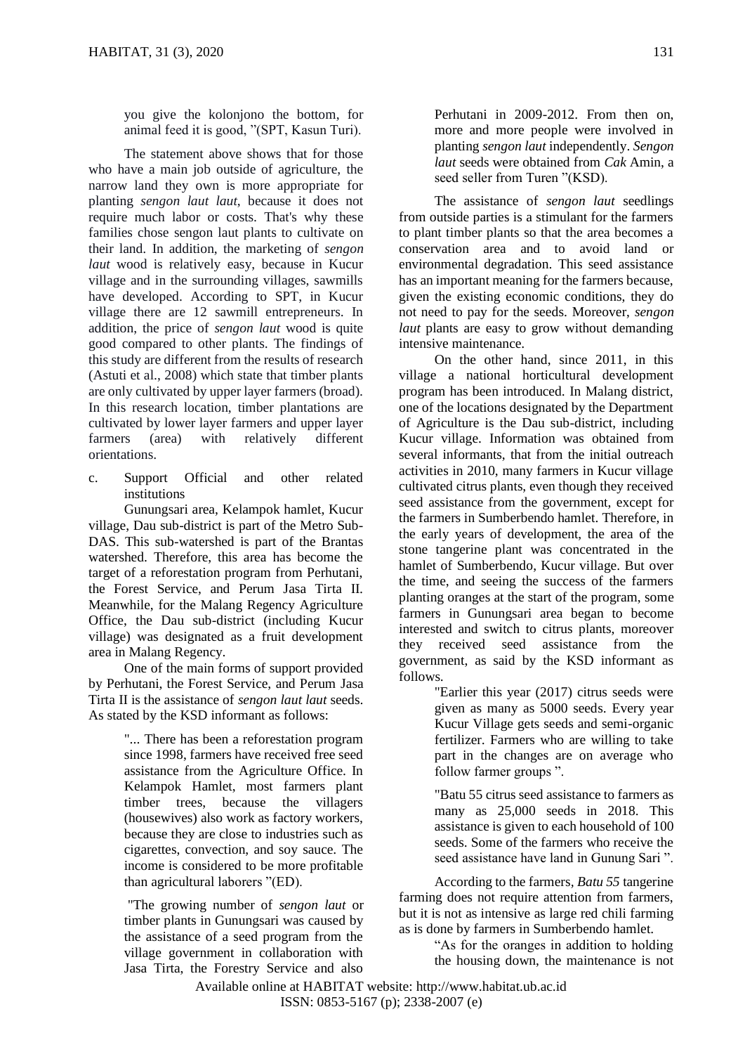> you give the kolonjono the bottom, for animal feed it is good, "(SPT, Kasun Turi).

The statement above shows that for those who have a main job outside of agriculture, the narrow land they own is more appropriate for planting *sengon laut laut*, because it does not require much labor or costs. That's why these families chose sengon laut plants to cultivate on their land. In addition, the marketing of *sengon laut* wood is relatively easy, because in Kucur village and in the surrounding villages, sawmills have developed. According to SPT, in Kucur village there are 12 sawmill entrepreneurs. In addition, the price of *sengon laut* wood is quite good compared to other plants. The findings of this study are different from the results of research (Astuti et al., 2008) which state that timber plants are only cultivated by upper layer farmers (broad). In this research location, timber plantations are cultivated by lower layer farmers and upper layer farmers (area) with relatively different orientations.

c. Support Official and other related institutions

Gunungsari area, Kelampok hamlet, Kucur village, Dau sub-district is part of the Metro Sub-DAS. This sub-watershed is part of the Brantas watershed. Therefore, this area has become the target of a reforestation program from Perhutani, the Forest Service, and Perum Jasa Tirta II. Meanwhile, for the Malang Regency Agriculture Office, the Dau sub-district (including Kucur village) was designated as a fruit development area in Malang Regency.

One of the main forms of support provided by Perhutani, the Forest Service, and Perum Jasa Tirta II is the assistance of *sengon laut laut* seeds. As stated by the KSD informant as follows:

> "... There has been a reforestation program since 1998, farmers have received free seed assistance from the Agriculture Office. In Kelampok Hamlet, most farmers plant timber trees, because the villagers (housewives) also work as factory workers, because they are close to industries such as cigarettes, convection, and soy sauce. The income is considered to be more profitable than agricultural laborers "(ED).

> "The growing number of *sengon laut* or timber plants in Gunungsari was caused by the assistance of a seed program from the village government in collaboration with Jasa Tirta, the Forestry Service and also Perhutani in 2009-2012. From then on, more and more people were involved in planting *sengon laut* independently. *Sengon laut* seeds were obtained from *Cak* Amin, a seed seller from Turen "(KSD).

The assistance of *sengon laut* seedlings from outside parties is a stimulant for the farmers to plant timber plants so that the area becomes a conservation area and to avoid land or environmental degradation. This seed assistance has an important meaning for the farmers because, given the existing economic conditions, they do not need to pay for the seeds. Moreover, *sengon laut* plants are easy to grow without demanding intensive maintenance.

On the other hand, since 2011, in this village a national horticultural development program has been introduced. In Malang district, one of the locations designated by the Department of Agriculture is the Dau sub-district, including Kucur village. Information was obtained from several informants, that from the initial outreach activities in 2010, many farmers in Kucur village cultivated citrus plants, even though they received seed assistance from the government, except for the farmers in Sumberbendo hamlet. Therefore, in the early years of development, the area of the stone tangerine plant was concentrated in the hamlet of Sumberbendo, Kucur village. But over the time, and seeing the success of the farmers planting oranges at the start of the program, some farmers in Gunungsari area began to become interested and switch to citrus plants, moreover they received seed assistance from the government, as said by the KSD informant as follows.

> "Earlier this year (2017) citrus seeds were given as many as 5000 seeds. Every year Kucur Village gets seeds and semi-organic fertilizer. Farmers who are willing to take part in the changes are on average who follow farmer groups ".

> "Batu 55 citrus seed assistance to farmers as many as 25,000 seeds in 2018. This assistance is given to each household of 100 seeds. Some of the farmers who receive the seed assistance have land in Gunung Sari ".

According to the farmers, *Batu 55* tangerine farming does not require attention from farmers, but it is not as intensive as large red chili farming as is done by farmers in Sumberbendo hamlet.

> "As for the oranges in addition to holding the housing down, the maintenance is not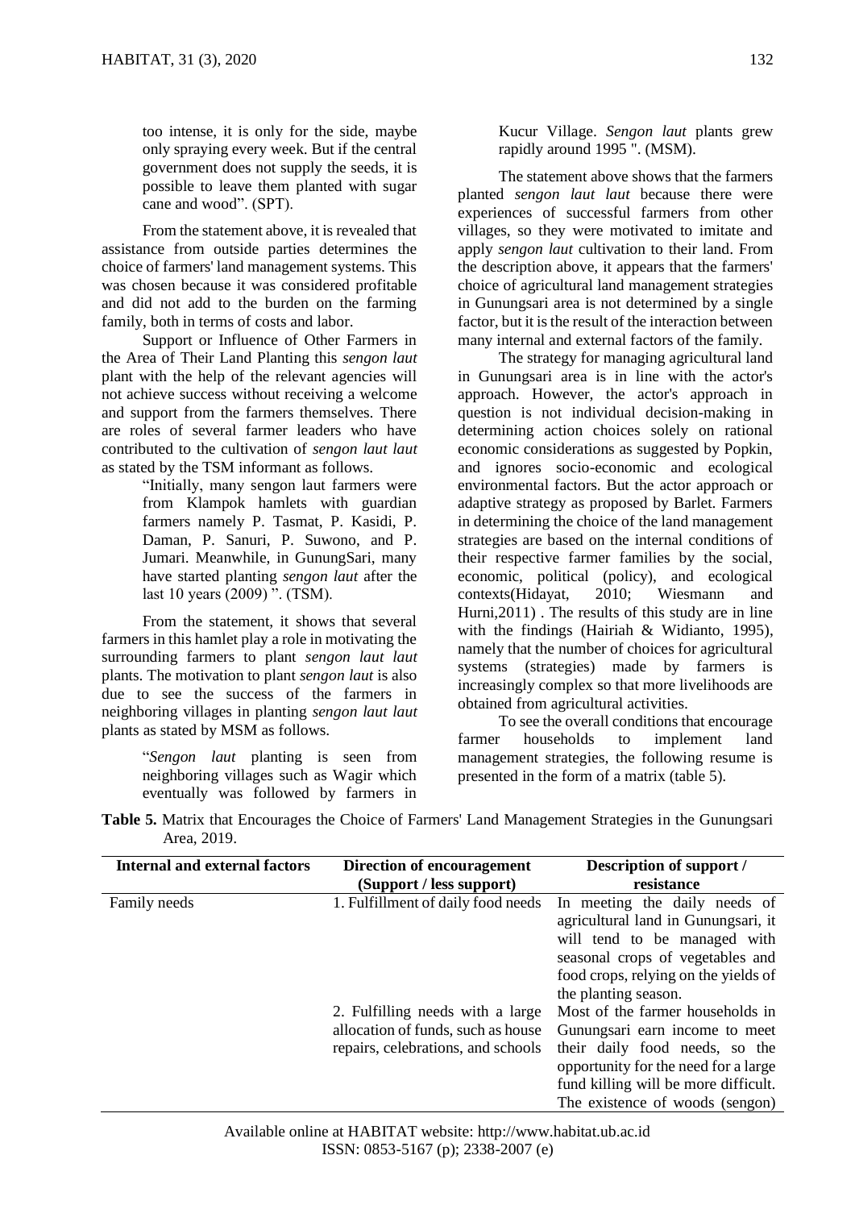too intense, it is only for the side, maybe only spraying every week. But if the central government does not supply the seeds, it is possible to leave them planted with sugar cane and wood". (SPT).

From the statement above, it is revealed that assistance from outside parties determines the choice of farmers' land management systems. This was chosen because it was considered profitable and did not add to the burden on the farming family, both in terms of costs and labor.

Support or Influence of Other Farmers in the Area of Their Land Planting this *sengon laut* plant with the help of the relevant agencies will not achieve success without receiving a welcome and support from the farmers themselves. There are roles of several farmer leaders who have contributed to the cultivation of *sengon laut laut* as stated by the TSM informant as follows.

> "Initially, many sengon laut farmers were from Klampok hamlets with guardian farmers namely P. Tasmat, P. Kasidi, P. Daman, P. Sanuri, P. Suwono, and P. Jumari. Meanwhile, in GunungSari, many have started planting *sengon laut* after the last 10 years (2009) ". (TSM).

From the statement, it shows that several farmers in this hamlet play a role in motivating the surrounding farmers to plant *sengon laut laut* plants. The motivation to plant *sengon laut* is also due to see the success of the farmers in neighboring villages in planting *sengon laut laut* plants as stated by MSM as follows.

> "*Sengon laut* planting is seen from neighboring villages such as Wagir which eventually was followed by farmers in Kucur Village. *Sengon laut* plants grew rapidly around 1995 ". (MSM).

The statement above shows that the farmers planted *sengon laut laut* because there were experiences of successful farmers from other villages, so they were motivated to imitate and apply *sengon laut* cultivation to their land. From the description above, it appears that the farmers' choice of agricultural land management strategies in Gunungsari area is not determined by a single factor, but it is the result of the interaction between many internal and external factors of the family.

The strategy for managing agricultural land in Gunungsari area is in line with the actor's approach. However, the actor's approach in question is not individual decision-making in determining action choices solely on rational economic considerations as suggested by Popkin, and ignores socio-economic and ecological environmental factors. But the actor approach or adaptive strategy as proposed by Barlet. Farmers in determining the choice of the land management strategies are based on the internal conditions of their respective farmer families by the social, economic, political (policy), and ecological contexts(Hidayat, 2010; Wiesmann and Hurni,2011) . The results of this study are in line with the findings (Hairiah & Widianto, 1995), namely that the number of choices for agricultural systems (strategies) made by farmers is increasingly complex so that more livelihoods are obtained from agricultural activities.

To see the overall conditions that encourage farmer households to implement land management strategies, the following resume is presented in the form of a matrix (table 5).

**Table 5.** Matrix that Encourages the Choice of Farmers' Land Management Strategies in the Gunungsari Area, 2019.

| Internal and external factors | Direction of encouragement (Support / less support) | Description of support / resistance |
|---|---|---|
| Family needs | 1. Fulfillment of daily food needs | In meeting the daily needs of agricultural land in Gunungsari, it will tend to be managed with seasonal crops of vegetables and food crops, relying on the yields of the planting season. |
| | 2. Fulfilling needs with a large allocation of funds, such as house repairs, celebrations, and schools | Most of the farmer households in Gunungsari earn income to meet their daily food needs, so the opportunity for the need for a large fund killing will be more difficult. The existence of woods (sengon) |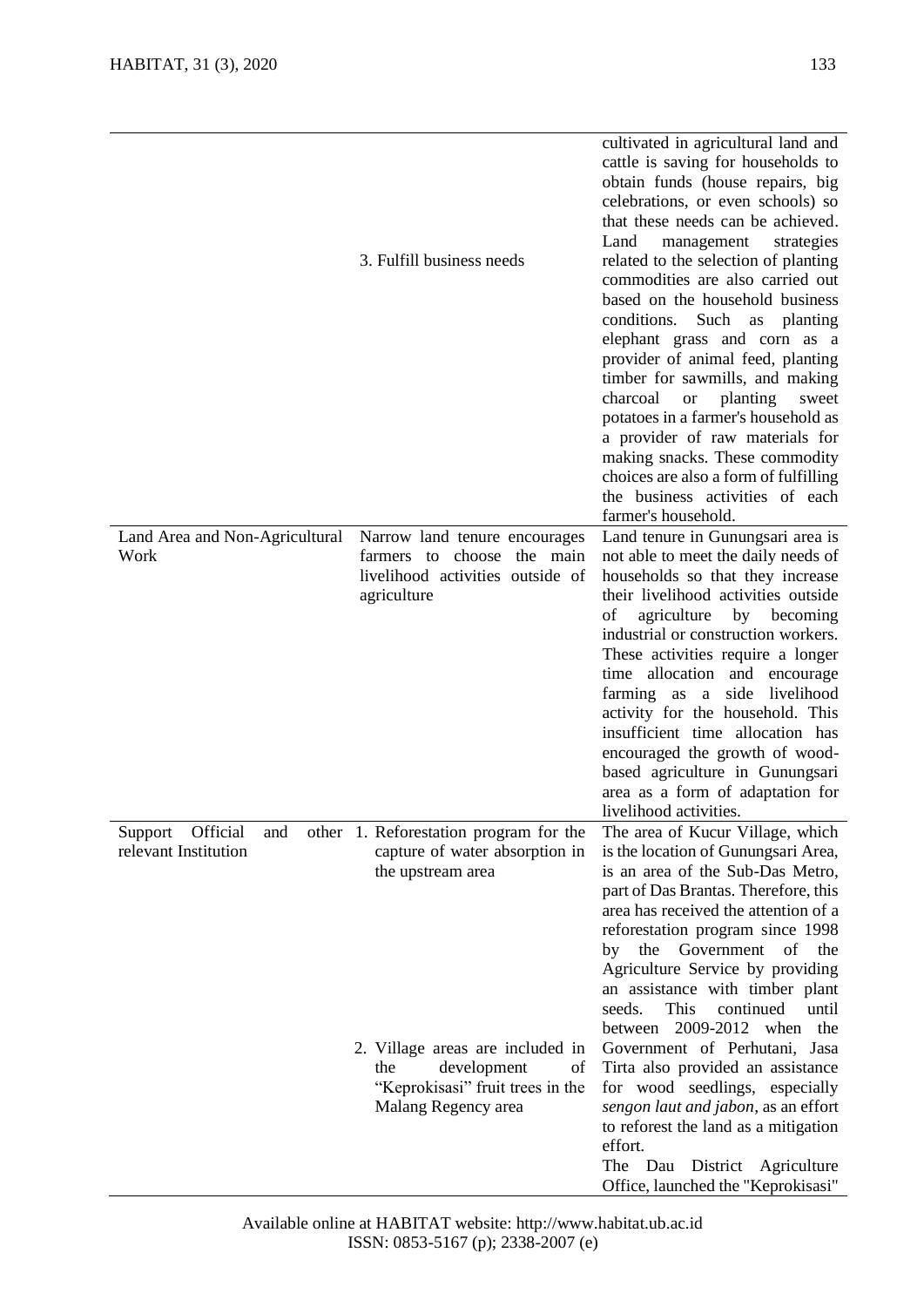| | | |
|---|---|---|
| | 3. Fulfill business needs | cultivated in agricultural land and cattle is saving for households to obtain funds (house repairs, big celebrations, or even schools) so that these needs can be achieved. Land management strategies related to the selection of planting commodities are also carried out based on the household business conditions. Such as planting elephant grass and corn as a provider of animal feed, planting timber for sawmills, and making charcoal or planting sweet potatoes in a farmer's household as a provider of raw materials for making snacks. These commodity choices are also a form of fulfilling the business activities of each farmer's household. |
| Land Area and Non-Agricultural Work | Narrow land tenure encourages farmers to choose the main livelihood activities outside of agriculture | Land tenure in Gunungsari area is not able to meet the daily needs of households so that they increase their livelihood activities outside of agriculture by becoming industrial or construction workers. These activities require a longer time allocation and encourage farming as a side livelihood activity for the household. This insufficient time allocation has encouraged the growth of wood-based agriculture in Gunungsari area as a form of adaptation for livelihood activities. |
| Support Official and other relevant Institution | 1. Reforestation program for the capture of water absorption in the upstream area<br><br>2. Village areas are included in the development of "Keprokisasi" fruit trees in the Malang Regency area | The area of Kucur Village, which is the location of Gunungsari Area, is an area of the Sub-Das Metro, part of Das Brantas. Therefore, this area has received the attention of a reforestation program since 1998 by the Government of the Agriculture Service by providing an assistance with timber plant seeds. This continued until between 2009-2012 when the Government of Perhutani, Jasa Tirta also provided an assistance for wood seedlings, especially *sengon laut and jabon*, as an effort to reforest the land as a mitigation effort.<br>The Dau District Agriculture Office, launched the "Keprokisasi" |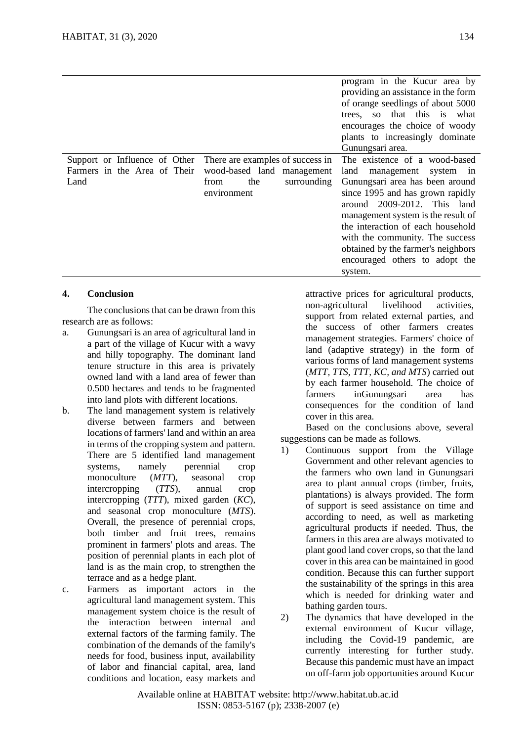| | | program in the Kucur area by providing an assistance in the form of orange seedlings of about 5000 trees, so that this is what encourages the choice of woody plants to increasingly dominate Gunungsari area. |
|---|---|---|
| Support or Influence of Other Farmers in the Area of Their Land | There are examples of success in wood-based land management from the surrounding environment | The existence of a wood-based land management system in Gunungsari area has been around since 1995 and has grown rapidly around 2009-2012. This land management system is the result of the interaction of each household with the community. The success obtained by the farmer's neighbors encouraged others to adopt the system. |

## 4. Conclusion

The conclusions that can be drawn from this research are as follows:

a. Gunungsari is an area of agricultural land in a part of the village of Kucur with a wavy and hilly topography. The dominant land tenure structure in this area is privately owned land with a land area of fewer than 0.500 hectares and tends to be fragmented into land plots with different locations.

b. The land management system is relatively diverse between farmers and between locations of farmers' land and within an area in terms of the cropping system and pattern. There are 5 identified land management systems, namely perennial crop monoculture (*MTT*), seasonal crop intercropping (*TTS*), annual crop intercropping (*TTT*), mixed garden (*KC*), and seasonal crop monoculture (*MTS*). Overall, the presence of perennial crops, both timber and fruit trees, remains prominent in farmers' plots and areas. The position of perennial plants in each plot of land is as the main crop, to strengthen the terrace and as a hedge plant.

c. Farmers as important actors in the agricultural land management system. This management system choice is the result of the interaction between internal and external factors of the farming family. The combination of the demands of the family's needs for food, business input, availability of labor and financial capital, area, land conditions and location, easy markets and attractive prices for agricultural products, non-agricultural livelihood activities, support from related external parties, and the success of other farmers creates management strategies. Farmers' choice of land (adaptive strategy) in the form of various forms of land management systems (*MTT, TTS, TTT, KC, and MTS*) carried out by each farmer household. The choice of farmers inGunungsari area has consequences for the condition of land cover in this area.

Based on the conclusions above, several suggestions can be made as follows.

1) Continuous support from the Village Government and other relevant agencies to the farmers who own land in Gunungsari area to plant annual crops (timber, fruits, plantations) is always provided. The form of support is seed assistance on time and according to need, as well as marketing agricultural products if needed. Thus, the farmers in this area are always motivated to plant good land cover crops, so that the land cover in this area can be maintained in good condition. Because this can further support the sustainability of the springs in this area which is needed for drinking water and bathing garden tours.

2) The dynamics that have developed in the external environment of Kucur village, including the Covid-19 pandemic, are currently interesting for further study. Because this pandemic must have an impact on off-farm job opportunities around Kucur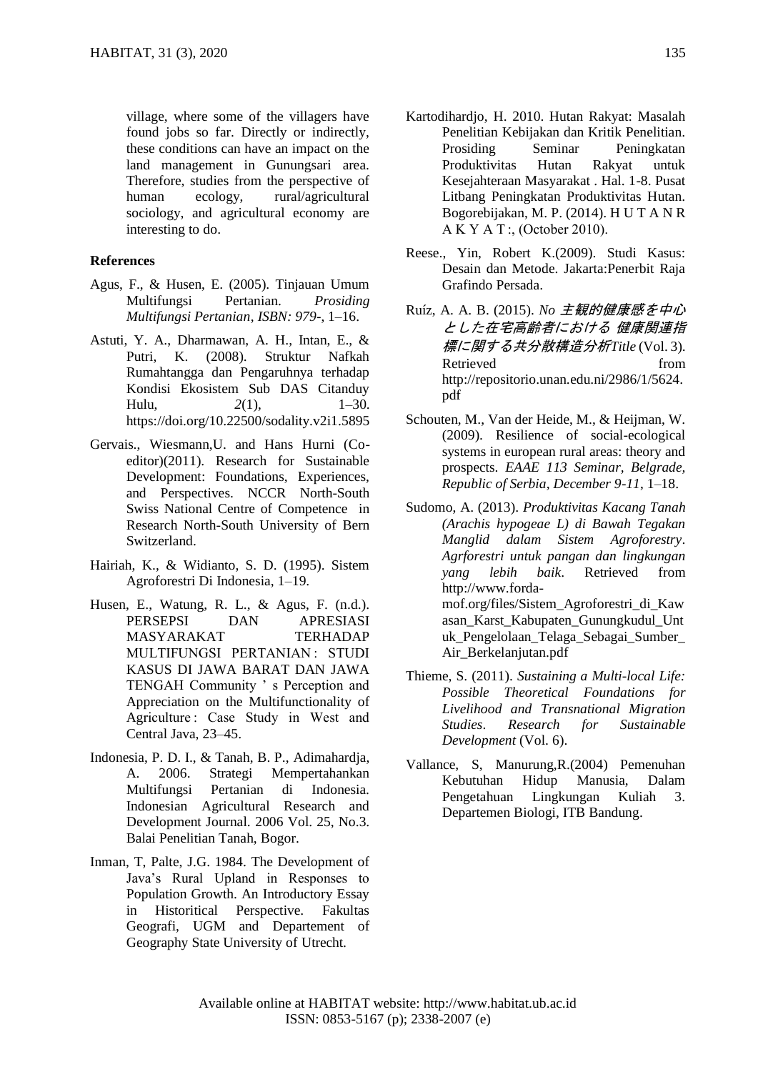village, where some of the villagers have found jobs so far. Directly or indirectly, these conditions can have an impact on the land management in Gunungsari area. Therefore, studies from the perspective of human ecology, rural/agricultural sociology, and agricultural economy are interesting to do.

**References**

Agus, F., & Husen, E. (2005). Tinjauan Umum Multifungsi Pertanian. *Prosiding Multifungsi Pertanian*, *ISBN: 979-*, 1–16.

Astuti, Y. A., Dharmawan, A. H., Intan, E., & Putri, K. (2008). Struktur Nafkah Rumahtangga dan Pengaruhnya terhadap Kondisi Ekosistem Sub DAS Citanduy Hulu, *2*(1), 1–30. https://doi.org/10.22500/sodality.v2i1.5895

Gervais., Wiesmann,U. and Hans Hurni (Co-editor)(2011). Research for Sustainable Development: Foundations, Experiences, and Perspectives. NCCR North-South Swiss National Centre of Competence in Research North-South University of Bern Switzerland.

Hairiah, K., & Widianto, S. D. (1995). Sistem Agroforestri Di Indonesia, 1–19.

Husen, E., Watung, R. L., & Agus, F. (n.d.). PERSEPSI DAN APRESIASI MASYARAKAT TERHADAP MULTIFUNGSI PERTANIAN : STUDI KASUS DI JAWA BARAT DAN JAWA TENGAH Community ' s Perception and Appreciation on the Multifunctionality of Agriculture : Case Study in West and Central Java, 23–45.

Indonesia, P. D. I., & Tanah, B. P., Adimahardja, A. 2006. Strategi Mempertahankan Multifungsi Pertanian di Indonesia. Indonesian Agricultural Research and Development Journal. 2006 Vol. 25, No.3. Balai Penelitian Tanah, Bogor.

Inman, T, Palte, J.G. 1984. The Development of Java's Rural Upland in Responses to Population Growth. An Introductory Essay in Historitical Perspective. Fakultas Geografi, UGM and Departement of Geography State University of Utrecht.

Kartodihardjo, H. 2010. Hutan Rakyat: Masalah Penelitian Kebijakan dan Kritik Penelitian. Prosiding Seminar Peningkatan Produktivitas Hutan Rakyat untuk Kesejahteraan Masyarakat . Hal. 1-8. Pusat Litbang Peningkatan Produktivitas Hutan. Bogorebijakan, M. P. (2014). H U T A N R A K Y A T :, (October 2010).

Reese., Yin, Robert K.(2009). Studi Kasus: Desain dan Metode. Jakarta:Penerbit Raja Grafindo Persada.

Ruíz, A. A. B. (2015). *No 主観的健康感を中心とした在宅高齢者における 健康関連指標に関する共分散構造分析Title* (Vol. 3). Retrieved from http://repositorio.unan.edu.ni/2986/1/5624.pdf

Schouten, M., Van der Heide, M., & Heijman, W. (2009). Resilience of social-ecological systems in european rural areas: theory and prospects. *EAAE 113 Seminar, Belgrade, Republic of Serbia, December 9-11*, 1–18.

Sudomo, A. (2013). *Produktivitas Kacang Tanah (Arachis hypogeae L) di Bawah Tegakan Manglid dalam Sistem Agroforestry*. *Agrforestri untuk pangan dan lingkungan yang lebih baik*. Retrieved from http://www.forda-mof.org/files/Sistem_Agroforestri_di_Kawasan_Karst_Kabupaten_Gunungkudul_Untuk_Pengelolaan_Telaga_Sebagai_Sumber_Air_Berkelanjutan.pdf

Thieme, S. (2011). *Sustaining a Multi-local Life: Possible Theoretical Foundations for Livelihood and Transnational Migration Studies*. *Research for Sustainable Development* (Vol. 6).

Vallance, S, Manurung,R.(2004) Pemenuhan Kebutuhan Hidup Manusia, Dalam Pengetahuan Lingkungan Kuliah 3. Departemen Biologi, ITB Bandung.